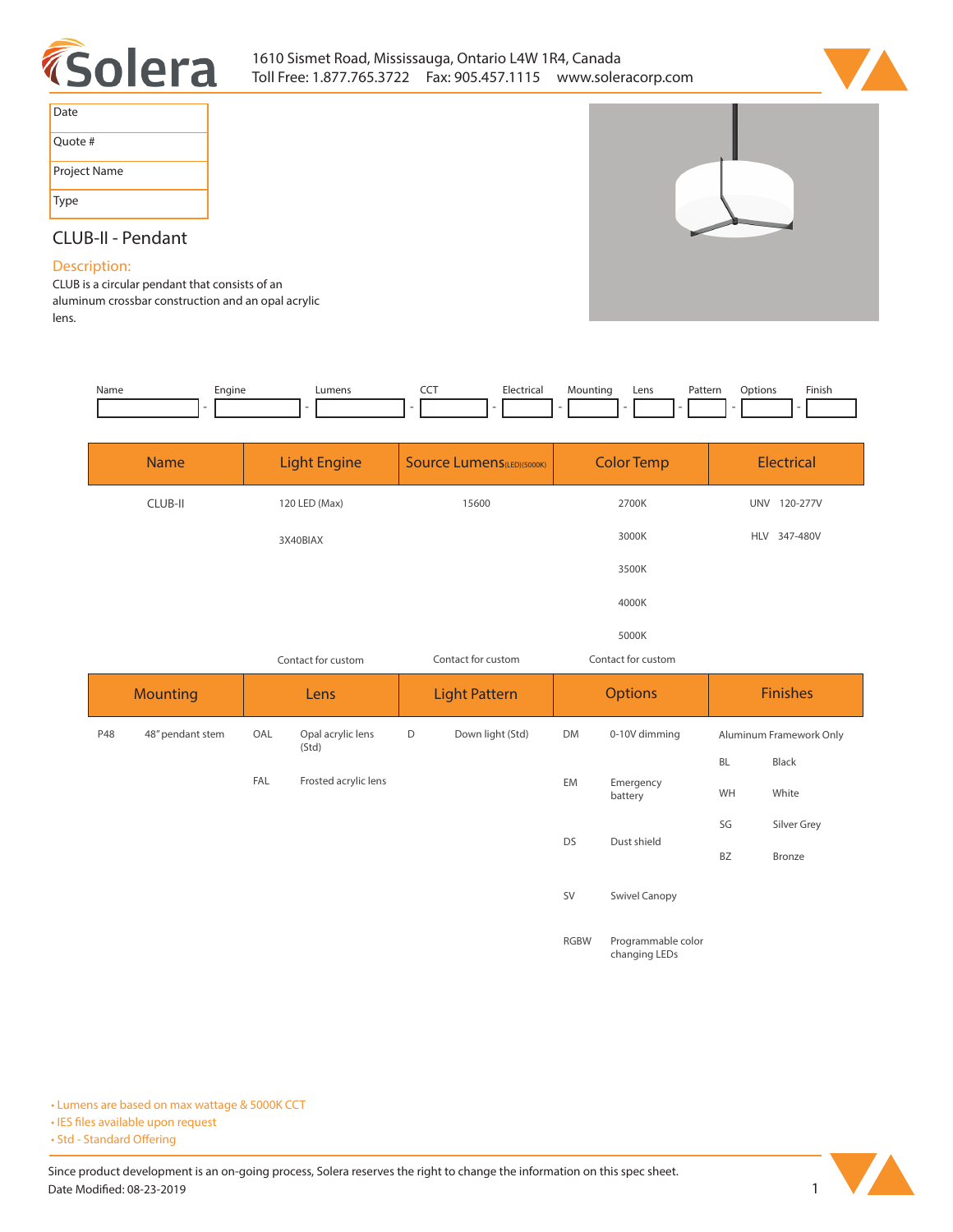1610 Sismet Road, Mississauga, Ontario L4W 1R4, Canada
Toll Free: 1.877.765.3722 Fax: 905.457.1115 www.soleracorp.com

| Date |
|---|
| Quote # |
| Project Name |
| Type |

## CLUB-II - Pendant

### Description:

CLUB is a circular pendant that consists of an aluminum crossbar construction and an opal acrylic lens.

| Name | Engine | Lumens | CCT | Electrical | Mounting | Lens | Pattern | Options | Finish |
|---|---|---|---|---|---|---|---|---|---|
| | - | - | - | - | - | - | - | - | - |

| Name | Light Engine | Source Lumens(LED)(5000K) | Color Temp | Electrical |
|---|---|---|---|---|
| CLUB-II | 120 LED (Max) | 15600 | 2700K | UNV 120-277V |
| | 3X40BIAX | | 3000K | HLV 347-480V |
| | | | 3500K | |
| | | | 4000K | |
| | | | 5000K | |
| | Contact for custom | Contact for custom | Contact for custom | |

| Mounting | | Lens | | Light Pattern | | Options | | Finishes | |
|---|---|---|---|---|---|---|---|---|---|
| P48 | 48" pendant stem | OAL | Opal acrylic lens (Std) | D | Down light (Std) | DM | 0-10V dimming | Aluminum Framework Only | |
| | | FAL | Frosted acrylic lens | | | | | BL | Black |
| | | | | | | EM | Emergency battery | WH | White |
| | | | | | | | | SG | Silver Grey |
| | | | | | | DS | Dust shield | BZ | Bronze |
| | | | | | | SV | Swivel Canopy | | |
| | | | | | | RGBW | Programmable color changing LEDs | | |

- Lumens are based on max wattage & 5000K CCT
- IES files available upon request
- Std - Standard Offering

Since product development is an on-going process, Solera reserves the right to change the information on this spec sheet.
Date Modified: 08-23-2019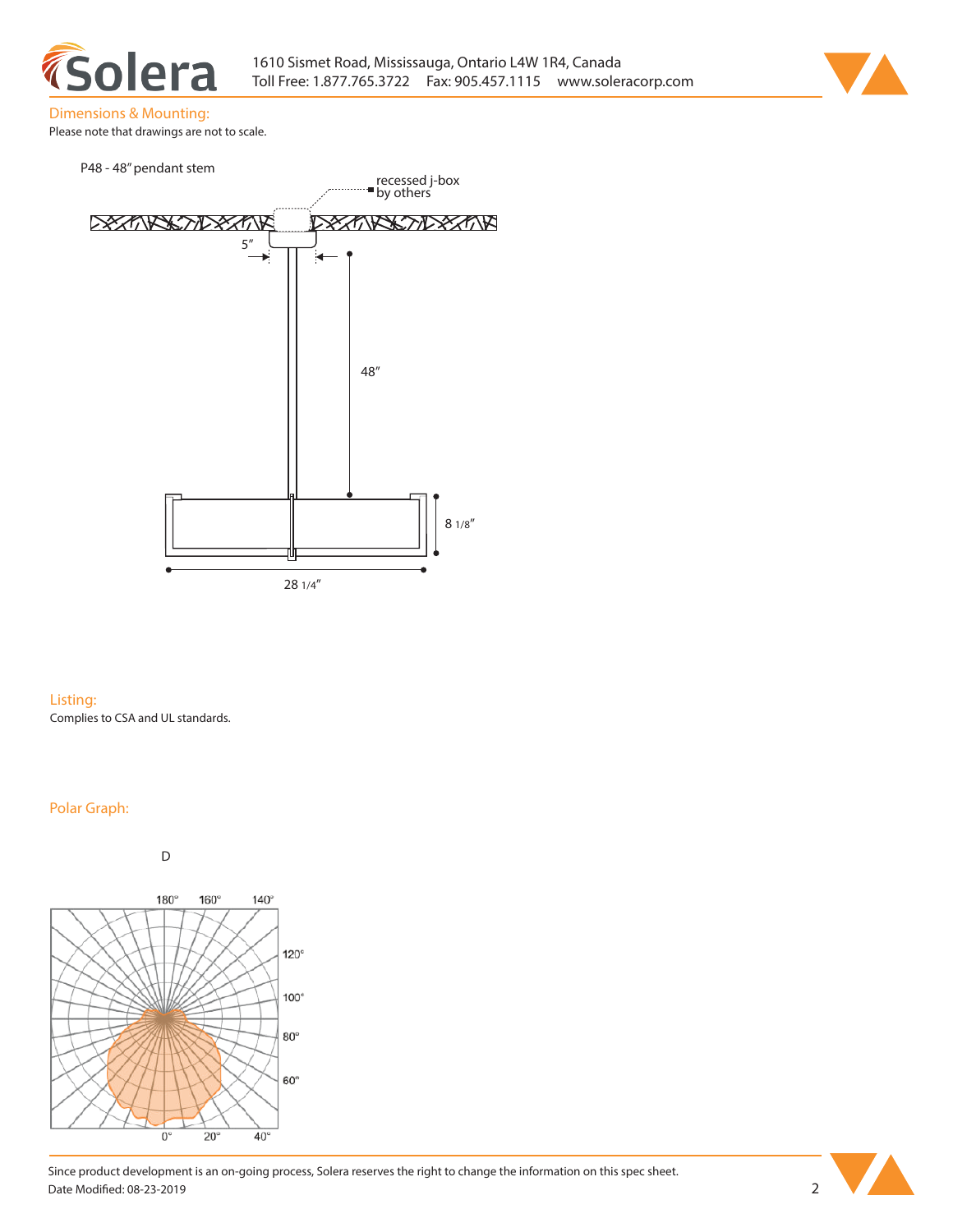## Dimensions & Mounting:

Please note that drawings are not to scale.

P48 - 48″ pendant stem

recessed j-box
by others

5″

48″

8 1/8″

28 1/4″

## Listing:

Complies to CSA and UL standards.

## Polar Graph:

D

180° 160° 140°

120°

100°

80°

60°

0° 20° 40°

Since product development is an on-going process, Solera reserves the right to change the information on this spec sheet.

Date Modified: 08-23-2019